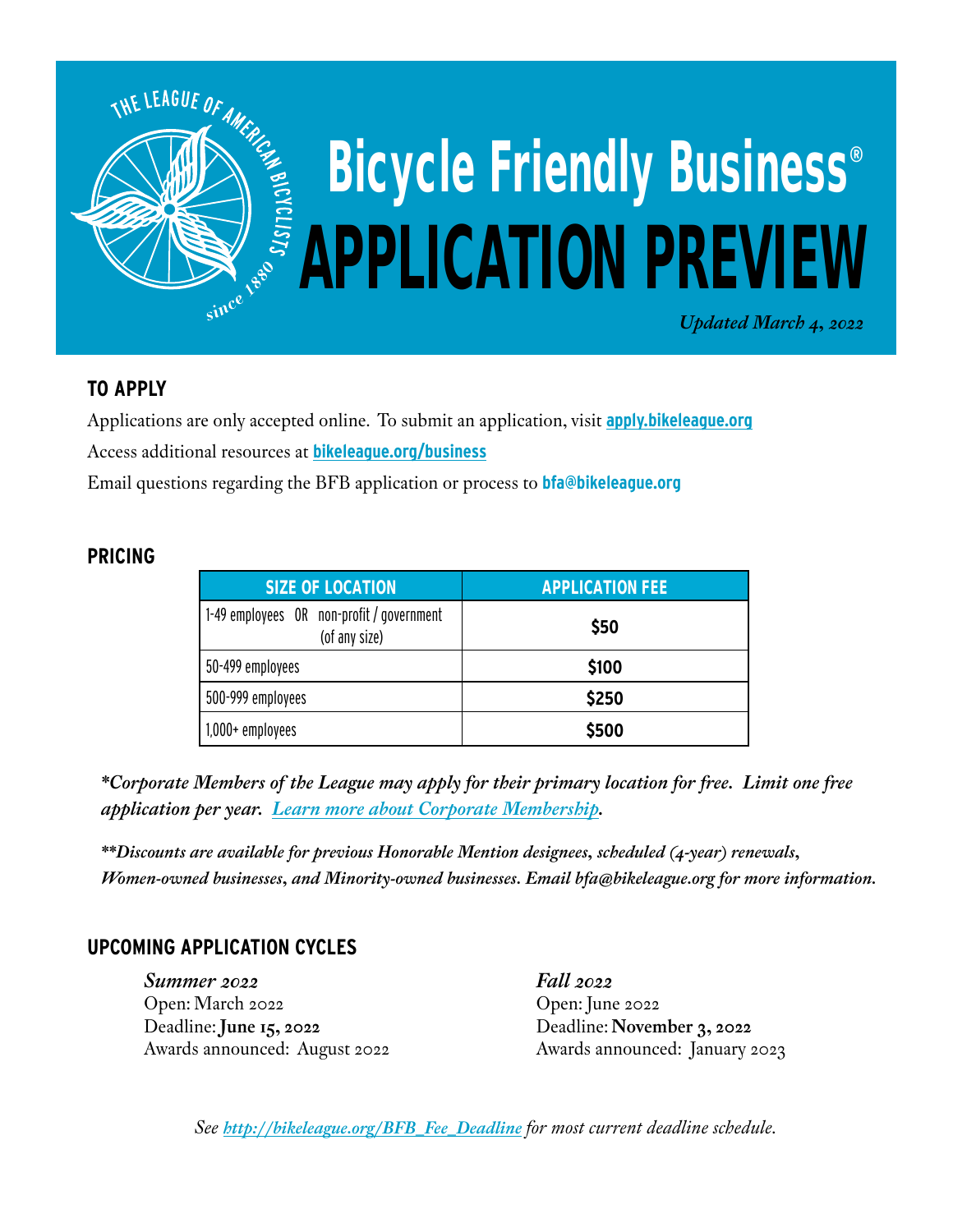# Bicycle Friendly Business®

# APPLICATION PREVIEW

*Updated March 4, 2022*

## TO APPLY

Applications are only accepted online. To submit an application, visit **apply.bikeleague.org**

Access additional resources at **bikeleague.org/business**

Email questions regarding the BFB application or process to **bfa@bikeleague.org**

## PRICING

| SIZE OF LOCATION | APPLICATION FEE |
|---|---|
| 1-49 employees OR non-profit / government (of any size) | **$50** |
| 50-499 employees | **$100** |
| 500-999 employees | **$250** |
| 1,000+ employees | **$500** |

***Corporate Members of the League may apply for their primary location for free. Limit one free application per year. Learn more about Corporate Membership.***

*****Discounts are available for previous Honorable Mention designees, scheduled (4-year) renewals, Women-owned businesses, and Minority-owned businesses. Email bfa@bikeleague.org for more information.***

## UPCOMING APPLICATION CYCLES

*Summer 2022*
Open: March 2022
Deadline: **June 15, 2022**
Awards announced: August 2022

*Fall 2022*
Open: June 2022
Deadline: **November 3, 2022**
Awards announced: January 2023

*See http://bikeleague.org/BFB_Fee_Deadline for most current deadline schedule.*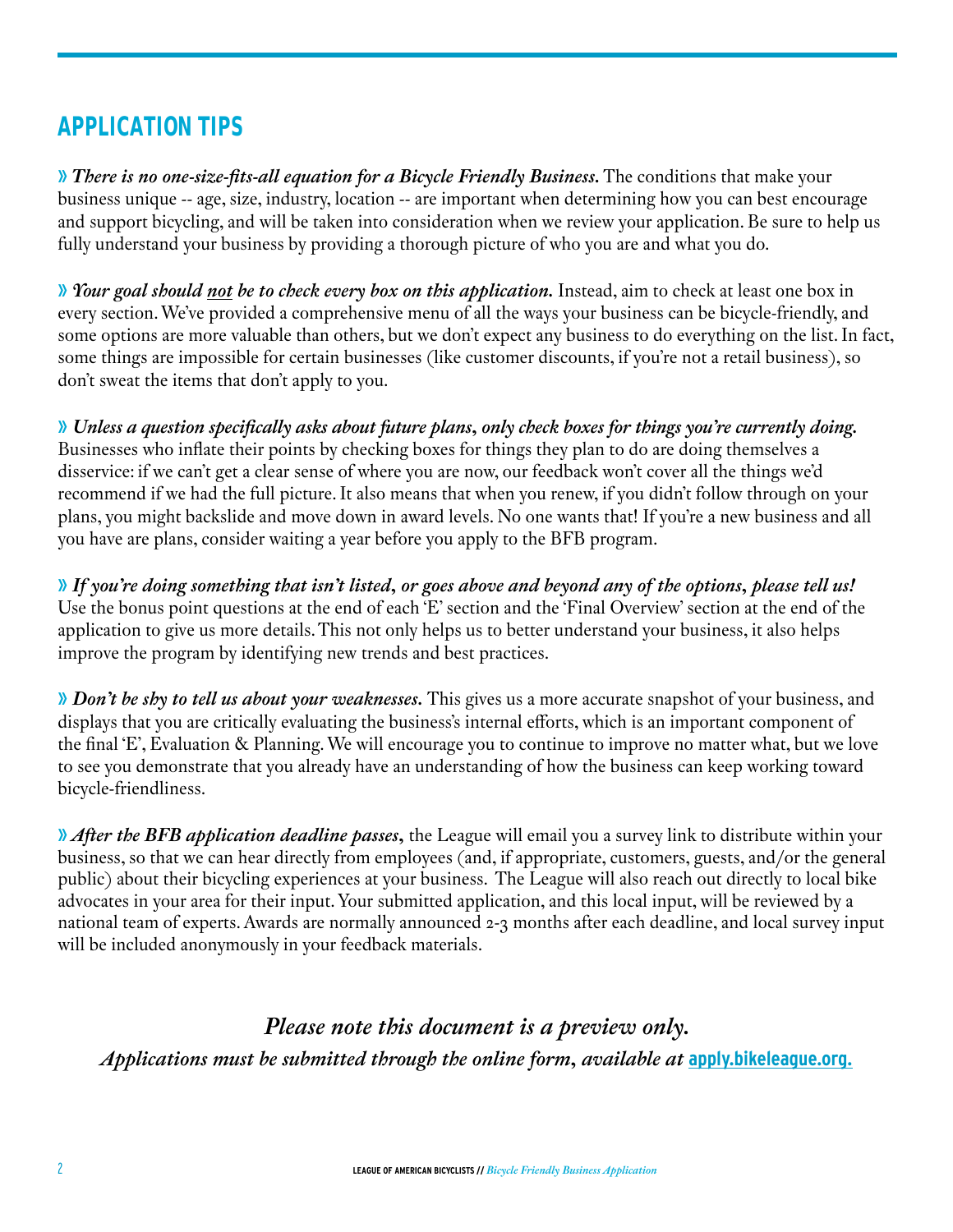## APPLICATION TIPS

» ***There is no one-size-fits-all equation for a Bicycle Friendly Business.*** The conditions that make your business unique -- age, size, industry, location -- are important when determining how you can best encourage and support bicycling, and will be taken into consideration when we review your application. Be sure to help us fully understand your business by providing a thorough picture of who you are and what you do.

» ***Your goal should <u>not</u> be to check every box on this application.*** Instead, aim to check at least one box in every section. We've provided a comprehensive menu of all the ways your business can be bicycle-friendly, and some options are more valuable than others, but we don't expect any business to do everything on the list. In fact, some things are impossible for certain businesses (like customer discounts, if you're not a retail business), so don't sweat the items that don't apply to you.

» ***Unless a question specifically asks about future plans, only check boxes for things you're currently doing.*** Businesses who inflate their points by checking boxes for things they plan to do are doing themselves a disservice: if we can't get a clear sense of where you are now, our feedback won't cover all the things we'd recommend if we had the full picture. It also means that when you renew, if you didn't follow through on your plans, you might backslide and move down in award levels. No one wants that! If you're a new business and all you have are plans, consider waiting a year before you apply to the BFB program.

» ***If you're doing something that isn't listed, or goes above and beyond any of the options, please tell us!*** Use the bonus point questions at the end of each 'E' section and the 'Final Overview' section at the end of the application to give us more details. This not only helps us to better understand your business, it also helps improve the program by identifying new trends and best practices.

» ***Don't be shy to tell us about your weaknesses.*** This gives us a more accurate snapshot of your business, and displays that you are critically evaluating the business's internal efforts, which is an important component of the final 'E', Evaluation & Planning. We will encourage you to continue to improve no matter what, but we love to see you demonstrate that you already have an understanding of how the business can keep working toward bicycle-friendliness.

» ***After the BFB application deadline passes,*** the League will email you a survey link to distribute within your business, so that we can hear directly from employees (and, if appropriate, customers, guests, and/or the general public) about their bicycling experiences at your business. The League will also reach out directly to local bike advocates in your area for their input. Your submitted application, and this local input, will be reviewed by a national team of experts. Awards are normally announced 2-3 months after each deadline, and local survey input will be included anonymously in your feedback materials.

***Please note this document is a preview only.***

***Applications must be submitted through the online form, available at* apply.bikeleague.org.**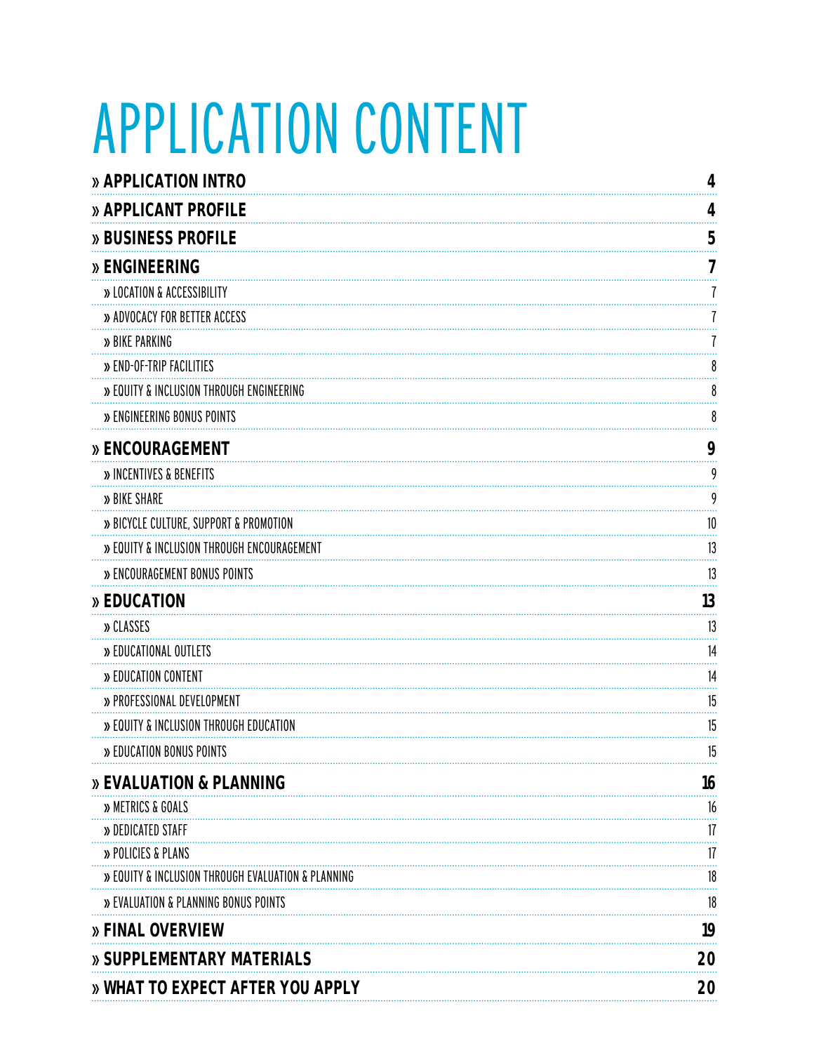# APPLICATION CONTENT

| | |
|---|---|
| **» APPLICATION INTRO** | **4** |
| **» APPLICANT PROFILE** | **4** |
| **» BUSINESS PROFILE** | **5** |
| **» ENGINEERING** | **7** |
| » LOCATION & ACCESSIBILITY | 7 |
| » ADVOCACY FOR BETTER ACCESS | 7 |
| » BIKE PARKING | 7 |
| » END-OF-TRIP FACILITIES | 8 |
| » EQUITY & INCLUSION THROUGH ENGINEERING | 8 |
| » ENGINEERING BONUS POINTS | 8 |
| **» ENCOURAGEMENT** | **9** |
| » INCENTIVES & BENEFITS | 9 |
| » BIKE SHARE | 9 |
| » BICYCLE CULTURE, SUPPORT & PROMOTION | 10 |
| » EQUITY & INCLUSION THROUGH ENCOURAGEMENT | 13 |
| » ENCOURAGEMENT BONUS POINTS | 13 |
| **» EDUCATION** | **13** |
| » CLASSES | 13 |
| » EDUCATIONAL OUTLETS | 14 |
| » EDUCATION CONTENT | 14 |
| » PROFESSIONAL DEVELOPMENT | 15 |
| » EQUITY & INCLUSION THROUGH EDUCATION | 15 |
| » EDUCATION BONUS POINTS | 15 |
| **» EVALUATION & PLANNING** | **16** |
| » METRICS & GOALS | 16 |
| » DEDICATED STAFF | 17 |
| » POLICIES & PLANS | 17 |
| » EQUITY & INCLUSION THROUGH EVALUATION & PLANNING | 18 |
| » EVALUATION & PLANNING BONUS POINTS | 18 |
| **» FINAL OVERVIEW** | **19** |
| **» SUPPLEMENTARY MATERIALS** | **20** |
| **» WHAT TO EXPECT AFTER YOU APPLY** | **20** |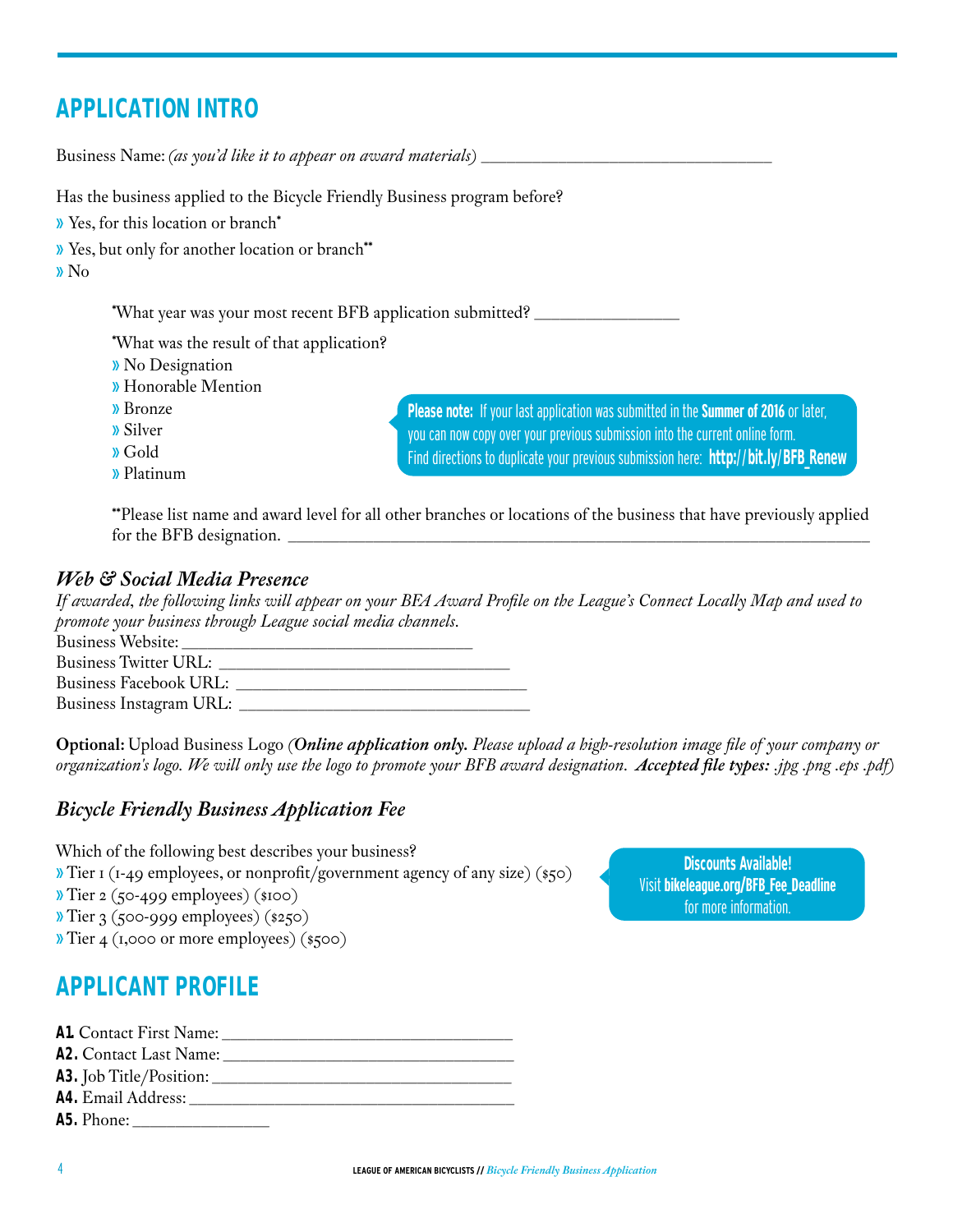## APPLICATION INTRO

Business Name: *(as you'd like it to appear on award materials)* ___________________________________

Has the business applied to the Bicycle Friendly Business program before?

» Yes, for this location or branch*

» Yes, but only for another location or branch**

» No

*What year was your most recent BFB application submitted? _________________

*What was the result of that application?

» No Designation

» Honorable Mention

» Bronze

» Silver

» Gold

» Platinum

**Please note:** If your last application was submitted in the **Summer of 2016** or later, you can now copy over your previous submission into the current online form. Find directions to duplicate your previous submission here: **http://bit.ly/BFB_Renew**

**Please list name and award level for all other branches or locations of the business that have previously applied for the BFB designation. _______________________________________________________________________

### *Web & Social Media Presence*

*If awarded, the following links will appear on your BFA Award Profile on the League's Connect Locally Map and used to promote your business through League social media channels.*

Business Website: _________________________________

Business Twitter URL: _________________________________

Business Facebook URL: _________________________________

Business Instagram URL: _________________________________

**Optional:** Upload Business Logo (***Online application only.*** *Please upload a high-resolution image file of your company or organization's logo. We will only use the logo to promote your BFB award designation.* ***Accepted file types:*** *.jpg .png .eps .pdf)*

### *Bicycle Friendly Business Application Fee*

Which of the following best describes your business?

» Tier 1 (1-49 employees, or nonprofit/government agency of any size) ($50)

» Tier 2 (50-499 employees) ($100)

» Tier 3 (500-999 employees) ($250)

» Tier 4 (1,000 or more employees) ($500)

**Discounts Available!**
Visit **bikeleague.org/BFB_Fee_Deadline** for more information.

## APPLICANT PROFILE

**A1.** Contact First Name: _________________________________

**A2.** Contact Last Name: _________________________________

**A3.** Job Title/Position: _________________________________

**A4.** Email Address: _________________________________

**A5.** Phone: _______________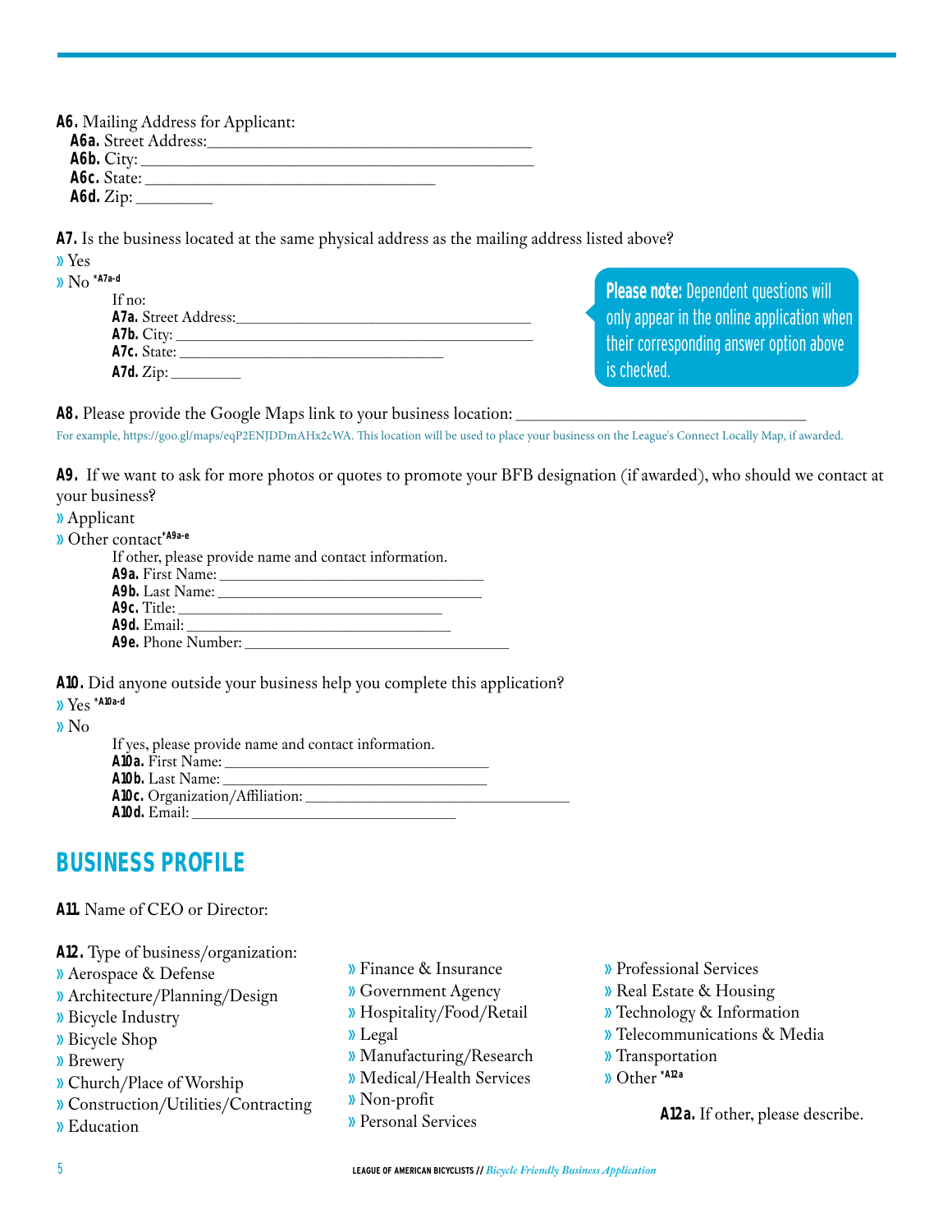**A6.** Mailing Address for Applicant:

**A6a.** Street Address:\_\_\_\_\_\_\_\_\_\_\_\_\_\_\_\_\_\_\_\_\_\_\_\_\_\_\_\_\_\_\_\_\_\_\_\_\_\_\_\_

**A6b.** City: \_\_\_\_\_\_\_\_\_\_\_\_\_\_\_\_\_\_\_\_\_\_\_\_\_\_\_\_\_\_\_\_\_\_\_\_\_\_\_\_\_\_\_\_\_\_

**A6c.** State: \_\_\_\_\_\_\_\_\_\_\_\_\_\_\_\_\_\_\_\_\_\_\_\_\_\_\_\_\_\_\_\_\_\_\_\_

**A6d.** Zip: \_\_\_\_\_\_\_\_\_\_

**A7.** Is the business located at the same physical address as the mailing address listed above?

» Yes

» No *A7a-d

If no:

**A7a.** Street Address:\_\_\_\_\_\_\_\_\_\_\_\_\_\_\_\_\_\_\_\_\_\_\_\_\_\_\_\_\_\_\_\_\_\_\_\_\_\_\_\_

**A7b.** City: \_\_\_\_\_\_\_\_\_\_\_\_\_\_\_\_\_\_\_\_\_\_\_\_\_\_\_\_\_\_\_\_\_\_\_\_\_\_\_\_\_\_\_\_\_\_

**A7c.** State: \_\_\_\_\_\_\_\_\_\_\_\_\_\_\_\_\_\_\_\_\_\_\_\_\_\_\_\_\_\_\_\_\_\_\_\_

**A7d.** Zip: \_\_\_\_\_\_\_\_\_\_

**Please note:** Dependent questions will only appear in the online application when their corresponding answer option above is checked.

**A8.** Please provide the Google Maps link to your business location: \_\_\_\_\_\_\_\_\_\_\_\_\_\_\_\_\_\_\_\_\_\_\_\_\_\_\_\_\_\_\_\_\_\_\_\_

For example, https://goo.gl/maps/eqP2ENJDDmAHx2cWA. This location will be used to place your business on the League's Connect Locally Map, if awarded.

**A9.** If we want to ask for more photos or quotes to promote your BFB designation (if awarded), who should we contact at your business?

» Applicant

» Other contact*A9a-e

If other, please provide name and contact information.

**A9a.** First Name: \_\_\_\_\_\_\_\_\_\_\_\_\_\_\_\_\_\_\_\_\_\_\_\_\_\_\_\_\_\_\_\_\_\_

**A9b.** Last Name: \_\_\_\_\_\_\_\_\_\_\_\_\_\_\_\_\_\_\_\_\_\_\_\_\_\_\_\_\_\_\_\_\_\_

**A9c.** Title: \_\_\_\_\_\_\_\_\_\_\_\_\_\_\_\_\_\_\_\_\_\_\_\_\_\_\_\_\_\_\_\_\_\_\_\_

**A9d.** Email: \_\_\_\_\_\_\_\_\_\_\_\_\_\_\_\_\_\_\_\_\_\_\_\_\_\_\_\_\_\_\_\_\_\_\_\_

**A9e.** Phone Number: \_\_\_\_\_\_\_\_\_\_\_\_\_\_\_\_\_\_\_\_\_\_\_\_\_\_\_\_\_\_\_\_\_\_

**A10.** Did anyone outside your business help you complete this application?

» Yes *A10a-d

» No

If yes, please provide name and contact information.

**A10a.** First Name: \_\_\_\_\_\_\_\_\_\_\_\_\_\_\_\_\_\_\_\_\_\_\_\_\_\_\_\_\_\_\_\_\_\_

**A10b.** Last Name: \_\_\_\_\_\_\_\_\_\_\_\_\_\_\_\_\_\_\_\_\_\_\_\_\_\_\_\_\_\_\_\_\_\_

**A10c.** Organization/Affiliation: \_\_\_\_\_\_\_\_\_\_\_\_\_\_\_\_\_\_\_\_\_\_\_\_\_\_\_\_\_\_\_\_\_\_

**A10d.** Email: \_\_\_\_\_\_\_\_\_\_\_\_\_\_\_\_\_\_\_\_\_\_\_\_\_\_\_\_\_\_\_\_\_\_\_\_

## BUSINESS PROFILE

**A11.** Name of CEO or Director:

**A12.** Type of business/organization:

» Aerospace & Defense

» Architecture/Planning/Design

» Bicycle Industry

» Bicycle Shop

» Brewery

» Church/Place of Worship

» Construction/Utilities/Contracting

» Education

» Finance & Insurance

» Government Agency

» Hospitality/Food/Retail

» Legal

» Manufacturing/Research

» Medical/Health Services

» Non-profit

» Personal Services

» Professional Services

» Real Estate & Housing

» Technology & Information

» Telecommunications & Media

» Transportation

» Other *A12a

**A12a.** If other, please describe.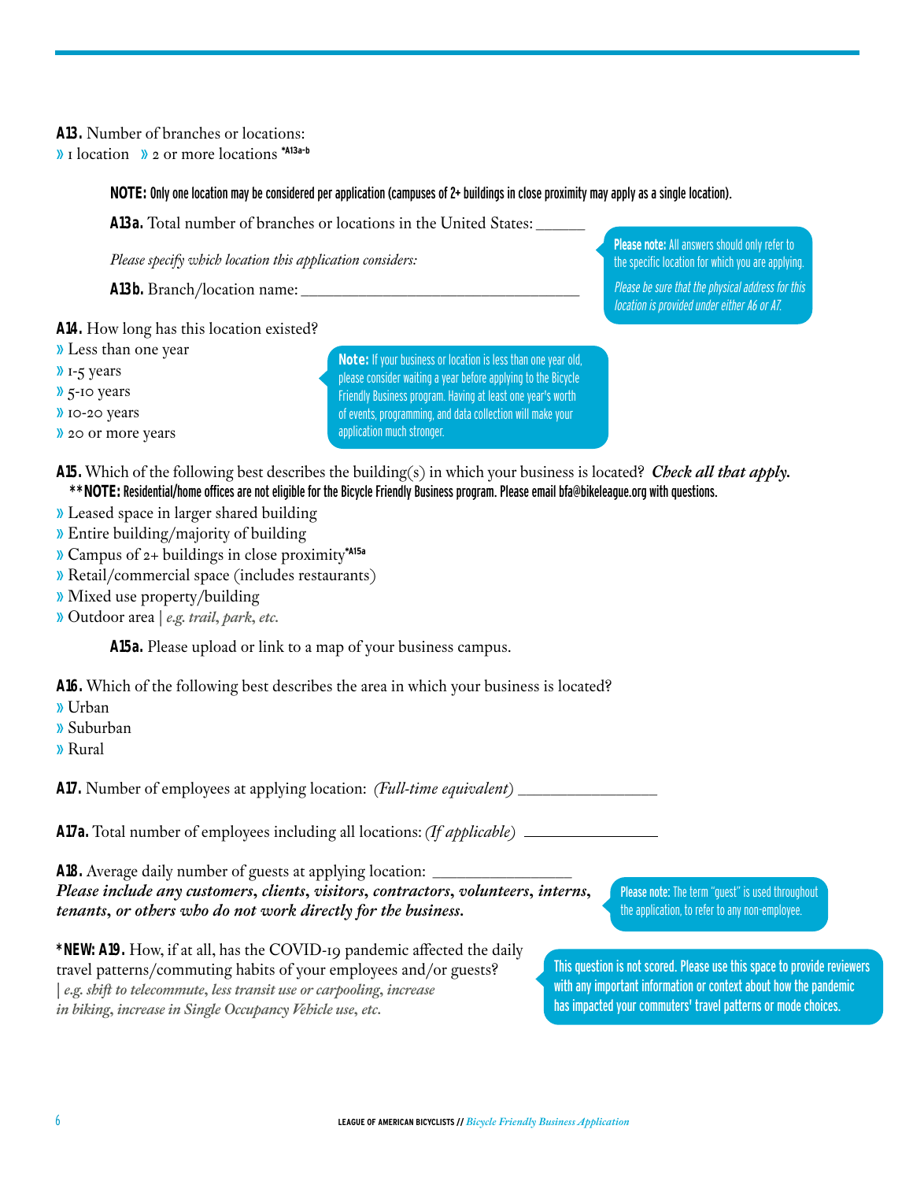**A13.** Number of branches or locations:
» 1 location » 2 or more locations *A13a-b

**NOTE:** Only one location may be considered per application (campuses of 2+ buildings in close proximity may apply as a single location).

**A13a.** Total number of branches or locations in the United States: ______

*Please specify which location this application considers:*

**A13b.** Branch/location name: ___________________________________

**Please note:** All answers should only refer to the specific location for which you are applying.

*Please be sure that the physical address for this location is provided under either A6 or A7.*

**A14.** How long has this location existed?
» Less than one year
» 1-5 years
» 5-10 years
» 10-20 years
» 20 or more years

**Note:** If your business or location is less than one year old, please consider waiting a year before applying to the Bicycle Friendly Business program. Having at least one year's worth of events, programming, and data collection will make your application much stronger.

**A15.** Which of the following best describes the building(s) in which your business is located? ***Check all that apply.***

****NOTE:** Residential/home offices are not eligible for the Bicycle Friendly Business program. Please email bfa@bikeleague.org with questions.

» Leased space in larger shared building
» Entire building/majority of building
» Campus of 2+ buildings in close proximity*A15a
» Retail/commercial space (includes restaurants)
» Mixed use property/building
» Outdoor area | *e.g. trail, park, etc.*

**A15a.** Please upload or link to a map of your business campus.

**A16.** Which of the following best describes the area in which your business is located?
» Urban
» Suburban
» Rural

**A17.** Number of employees at applying location: *(Full-time equivalent)* _________________

**A17a.** Total number of employees including all locations: *(If applicable)* _________________

**A18.** Average daily number of guests at applying location: _________________
***Please include any customers, clients, visitors, contractors, volunteers, interns, tenants, or others who do not work directly for the business.***

**Please note:** The term "guest" is used throughout the application, to refer to any non-employee.

***NEW: A19.** How, if at all, has the COVID-19 pandemic affected the daily travel patterns/commuting habits of your employees and/or guests?
| *e.g. shift to telecommute, less transit use or carpooling, increase in biking, increase in Single Occupancy Vehicle use, etc.*

This question is not scored. Please use this space to provide reviewers with any important information or context about how the pandemic has impacted your commuters' travel patterns or mode choices.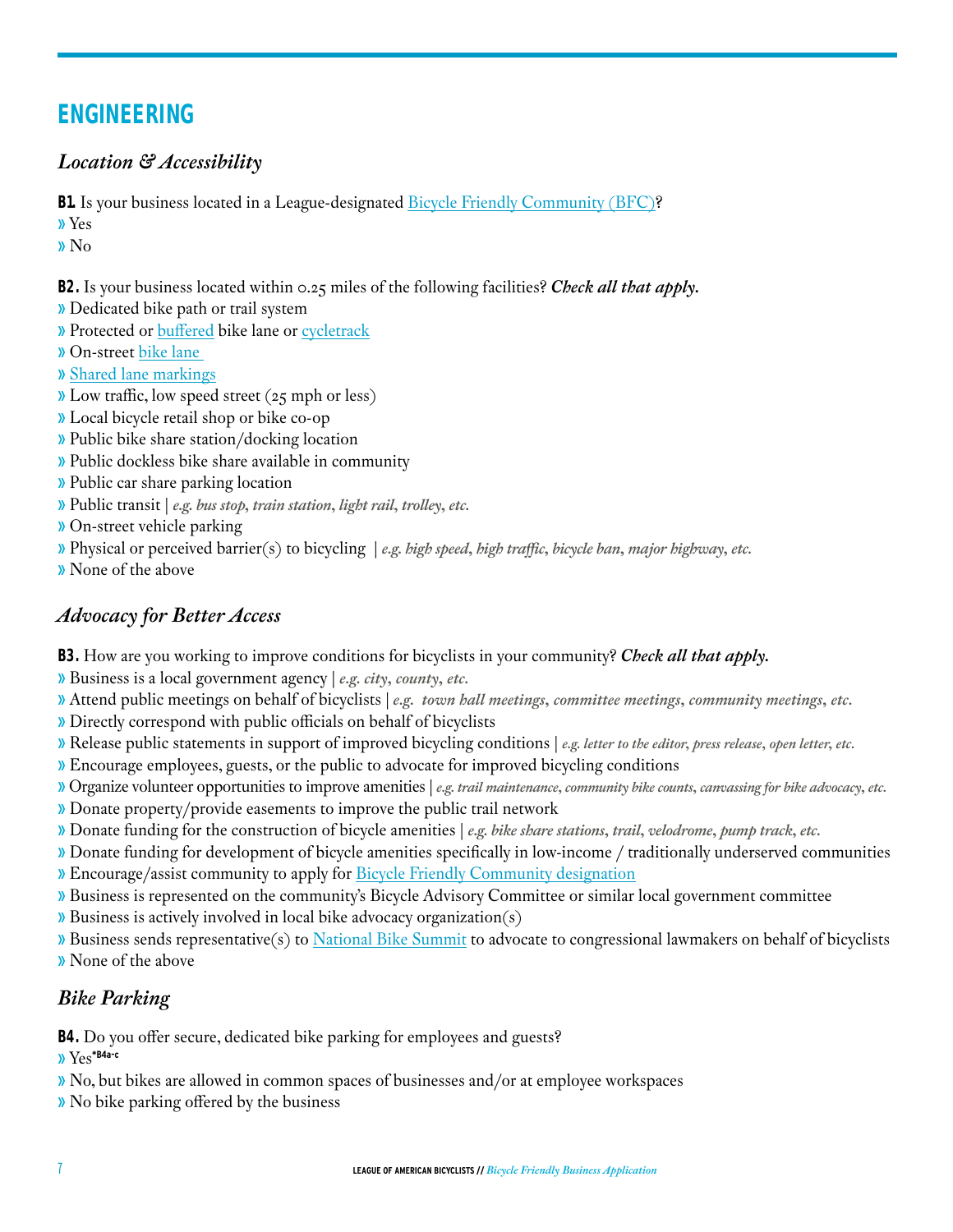# ENGINEERING

## *Location & Accessibility*

**B1.** Is your business located in a League-designated Bicycle Friendly Community (BFC)?

» Yes
» No

**B2.** Is your business located within 0.25 miles of the following facilities? ***Check all that apply.***

» Dedicated bike path or trail system
» Protected or buffered bike lane or cycletrack
» On-street bike lane
» Shared lane markings
» Low traffic, low speed street (25 mph or less)
» Local bicycle retail shop or bike co-op
» Public bike share station/docking location
» Public dockless bike share available in community
» Public car share parking location
» Public transit | ***e.g. bus stop, train station, light rail, trolley, etc.***
» On-street vehicle parking
» Physical or perceived barrier(s) to bicycling | ***e.g. high speed, high traffic, bicycle ban, major highway, etc.***
» None of the above

## *Advocacy for Better Access*

**B3.** How are you working to improve conditions for bicyclists in your community? ***Check all that apply.***

» Business is a local government agency | ***e.g. city, county, etc.***
» Attend public meetings on behalf of bicyclists | ***e.g. town hall meetings, committee meetings, community meetings, etc.***
» Directly correspond with public officials on behalf of bicyclists
» Release public statements in support of improved bicycling conditions | ***e.g. letter to the editor, press release, open letter, etc.***
» Encourage employees, guests, or the public to advocate for improved bicycling conditions
» Organize volunteer opportunities to improve amenities | ***e.g. trail maintenance, community bike counts, canvassing for bike advocacy, etc.***
» Donate property/provide easements to improve the public trail network
» Donate funding for the construction of bicycle amenities | ***e.g. bike share stations, trail, velodrome, pump track, etc.***
» Donate funding for development of bicycle amenities specifically in low-income / traditionally underserved communities
» Encourage/assist community to apply for Bicycle Friendly Community designation
» Business is represented on the community's Bicycle Advisory Committee or similar local government committee
» Business is actively involved in local bike advocacy organization(s)
» Business sends representative(s) to National Bike Summit to advocate to congressional lawmakers on behalf of bicyclists
» None of the above

## *Bike Parking*

**B4.** Do you offer secure, dedicated bike parking for employees and guests?

» Yes[*B4a-c]
» No, but bikes are allowed in common spaces of businesses and/or at employee workspaces
» No bike parking offered by the business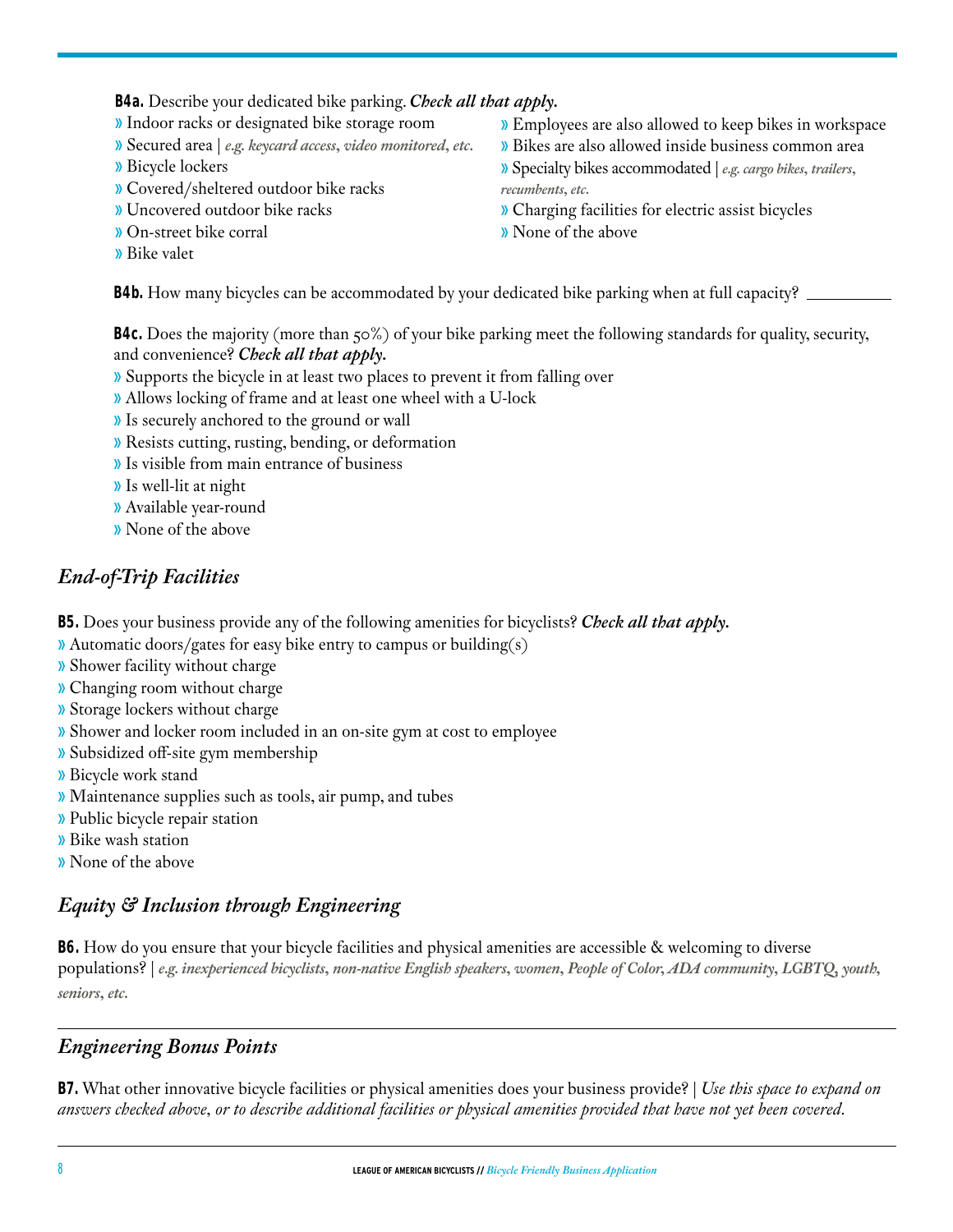**B4a.** Describe your dedicated bike parking. ***Check all that apply.***

- » Indoor racks or designated bike storage room
- » Secured area | *e.g. keycard access, video monitored, etc.*
- » Bicycle lockers
- » Covered/sheltered outdoor bike racks
- » Uncovered outdoor bike racks
- » On-street bike corral
- » Bike valet
- » Employees are also allowed to keep bikes in workspace
- » Bikes are also allowed inside business common area
- » Specialty bikes accommodated | *e.g. cargo bikes, trailers, recumbents, etc.*
- » Charging facilities for electric assist bicycles
- » None of the above

**B4b.** How many bicycles can be accommodated by your dedicated bike parking when at full capacity? __________

**B4c.** Does the majority (more than 50%) of your bike parking meet the following standards for quality, security, and convenience? ***Check all that apply.***

- » Supports the bicycle in at least two places to prevent it from falling over
- » Allows locking of frame and at least one wheel with a U-lock
- » Is securely anchored to the ground or wall
- » Resists cutting, rusting, bending, or deformation
- » Is visible from main entrance of business
- » Is well-lit at night
- » Available year-round
- » None of the above

## *End-of-Trip Facilities*

**B5.** Does your business provide any of the following amenities for bicyclists? ***Check all that apply.***

- » Automatic doors/gates for easy bike entry to campus or building(s)
- » Shower facility without charge
- » Changing room without charge
- » Storage lockers without charge
- » Shower and locker room included in an on-site gym at cost to employee
- » Subsidized off-site gym membership
- » Bicycle work stand
- » Maintenance supplies such as tools, air pump, and tubes
- » Public bicycle repair station
- » Bike wash station
- » None of the above

## *Equity & Inclusion through Engineering*

**B6.** How do you ensure that your bicycle facilities and physical amenities are accessible & welcoming to diverse populations? | *e.g. inexperienced bicyclists, non-native English speakers, women, People of Color, ADA community, LGBTQ, youth, seniors, etc.*

## *Engineering Bonus Points*

**B7.** What other innovative bicycle facilities or physical amenities does your business provide? | *Use this space to expand on answers checked above, or to describe additional facilities or physical amenities provided that have not yet been covered.*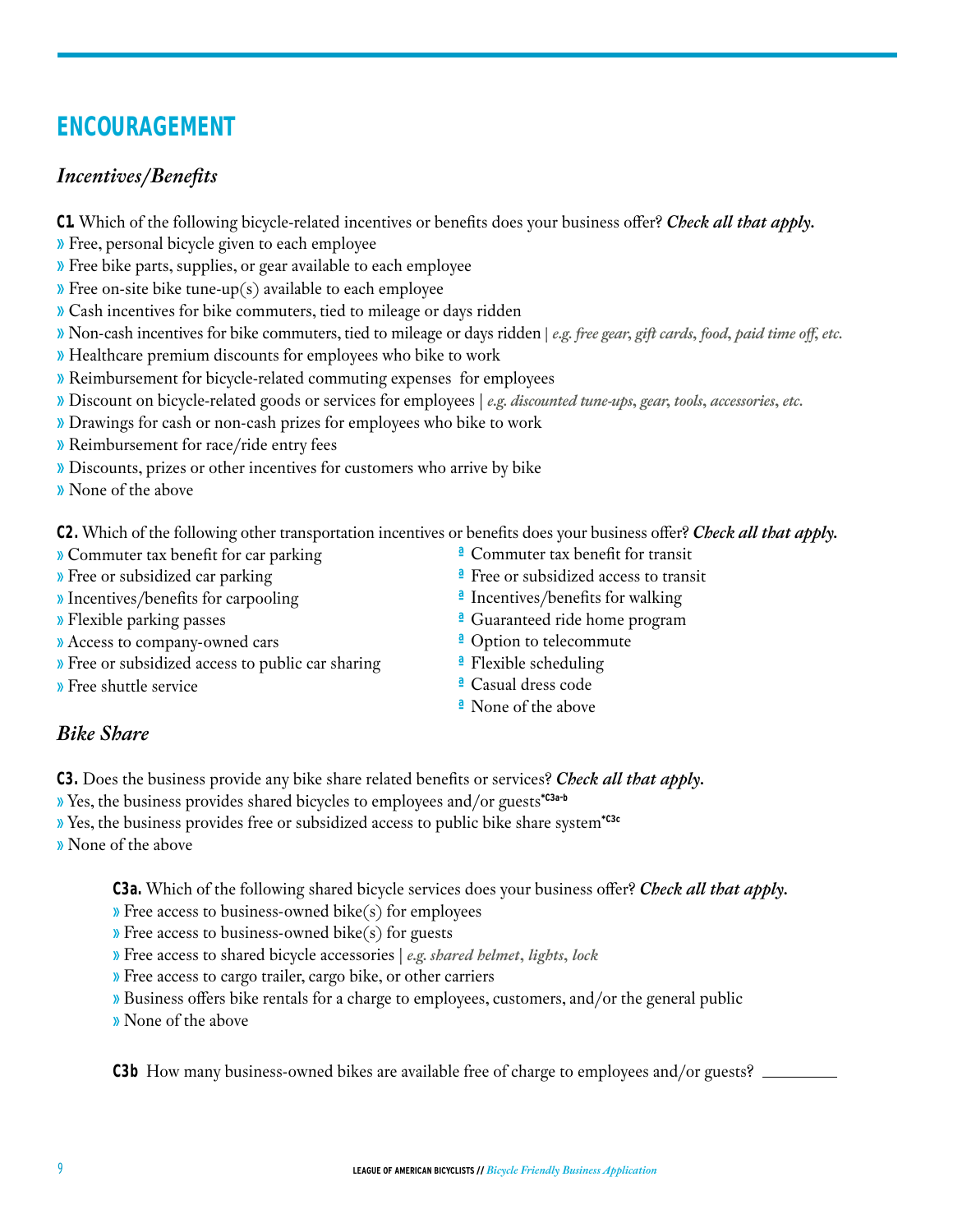## ENCOURAGEMENT

### *Incentives/Benefits*

**C1.** Which of the following bicycle-related incentives or benefits does your business offer? ***Check all that apply.***

- Free, personal bicycle given to each employee
- Free bike parts, supplies, or gear available to each employee
- Free on-site bike tune-up(s) available to each employee
- Cash incentives for bike commuters, tied to mileage or days ridden
- Non-cash incentives for bike commuters, tied to mileage or days ridden | *e.g. free gear, gift cards, food, paid time off, etc.*
- Healthcare premium discounts for employees who bike to work
- Reimbursement for bicycle-related commuting expenses for employees
- Discount on bicycle-related goods or services for employees | *e.g. discounted tune-ups, gear, tools, accessories, etc.*
- Drawings for cash or non-cash prizes for employees who bike to work
- Reimbursement for race/ride entry fees
- Discounts, prizes or other incentives for customers who arrive by bike
- None of the above

**C2.** Which of the following other transportation incentives or benefits does your business offer? ***Check all that apply.***

- Commuter tax benefit for car parking
- Free or subsidized car parking
- Incentives/benefits for carpooling
- Flexible parking passes
- Access to company-owned cars
- Free or subsidized access to public car sharing
- Free shuttle service
- Commuter tax benefit for transit
- Free or subsidized access to transit
- Incentives/benefits for walking
- Guaranteed ride home program
- Option to telecommute
- Flexible scheduling
- Casual dress code
- None of the above

### *Bike Share*

**C3.** Does the business provide any bike share related benefits or services? ***Check all that apply.***

- Yes, the business provides shared bicycles to employees and/or guests[*C3a-b]
- Yes, the business provides free or subsidized access to public bike share system[*C3c]
- None of the above

**C3a.** Which of the following shared bicycle services does your business offer? ***Check all that apply.***

- Free access to business-owned bike(s) for employees
- Free access to business-owned bike(s) for guests
- Free access to shared bicycle accessories | *e.g. shared helmet, lights, lock*
- Free access to cargo trailer, cargo bike, or other carriers
- Business offers bike rentals for a charge to employees, customers, and/or the general public
- None of the above

**C3b** How many business-owned bikes are available free of charge to employees and/or guests? ________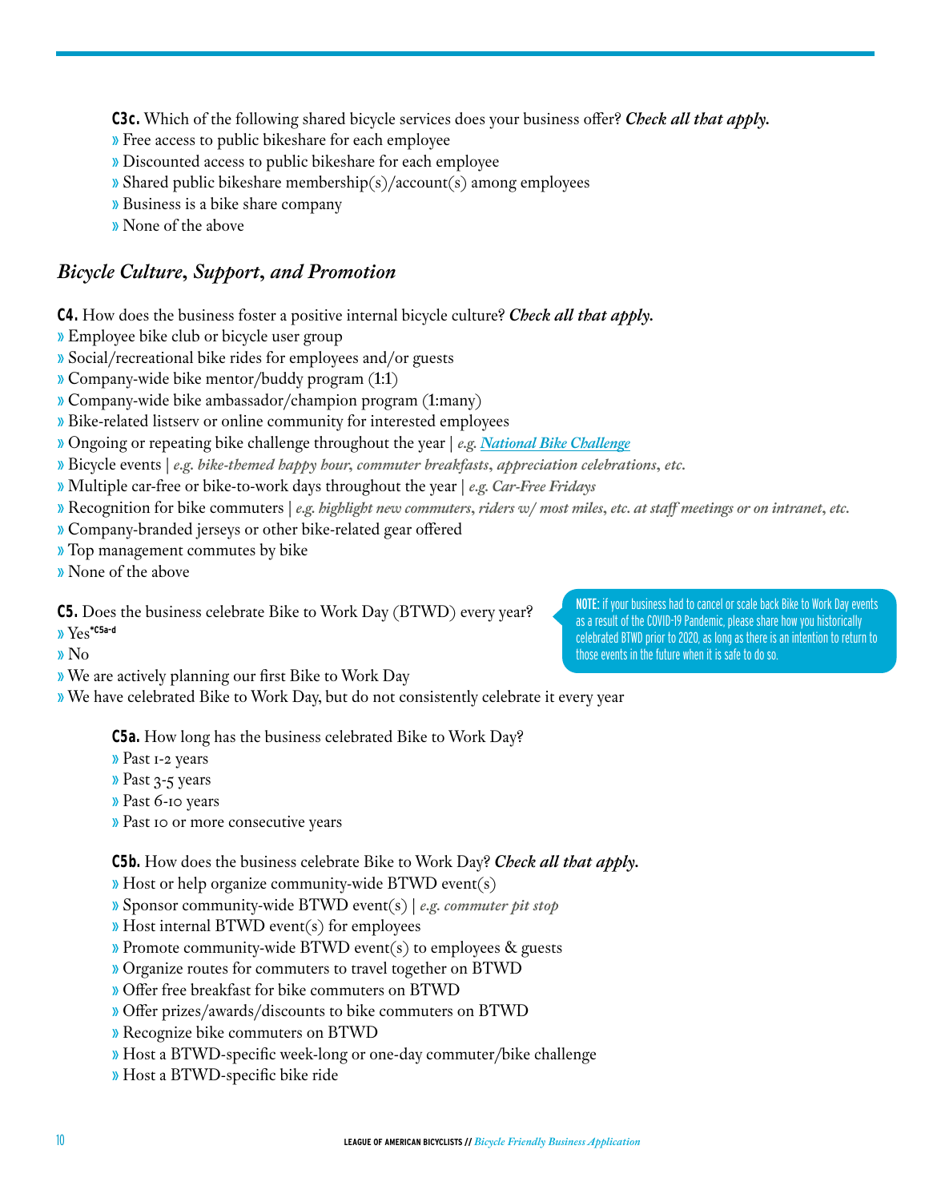**C3c.** Which of the following shared bicycle services does your business offer? ***Check all that apply.***

» Free access to public bikeshare for each employee
» Discounted access to public bikeshare for each employee
» Shared public bikeshare membership(s)/account(s) among employees
» Business is a bike share company
» None of the above

## *Bicycle Culture, Support, and Promotion*

**C4.** How does the business foster a positive internal bicycle culture? ***Check all that apply.***

» Employee bike club or bicycle user group
» Social/recreational bike rides for employees and/or guests
» Company-wide bike mentor/buddy program (1:1)
» Company-wide bike ambassador/champion program (1:many)
» Bike-related listserv or online community for interested employees
» Ongoing or repeating bike challenge throughout the year | *e.g. National Bike Challenge*
» Bicycle events | *e.g. bike-themed happy hour, commuter breakfasts, appreciation celebrations, etc.*
» Multiple car-free or bike-to-work days throughout the year | *e.g. Car-Free Fridays*
» Recognition for bike commuters | *e.g. highlight new commuters, riders w/ most miles, etc. at staff meetings or on intranet, etc.*
» Company-branded jerseys or other bike-related gear offered
» Top management commutes by bike
» None of the above

**C5.** Does the business celebrate Bike to Work Day (BTWD) every year?

» Yes*C5a-d
» No
» We are actively planning our first Bike to Work Day
» We have celebrated Bike to Work Day, but do not consistently celebrate it every year

**NOTE:** if your business had to cancel or scale back Bike to Work Day events as a result of the COVID-19 Pandemic, please share how you historically celebrated BTWD prior to 2020, as long as there is an intention to return to those events in the future when it is safe to do so.

**C5a.** How long has the business celebrated Bike to Work Day?

» Past 1-2 years
» Past 3-5 years
» Past 6-10 years
» Past 10 or more consecutive years

**C5b.** How does the business celebrate Bike to Work Day? ***Check all that apply.***

» Host or help organize community-wide BTWD event(s)
» Sponsor community-wide BTWD event(s) | *e.g. commuter pit stop*
» Host internal BTWD event(s) for employees
» Promote community-wide BTWD event(s) to employees & guests
» Organize routes for commuters to travel together on BTWD
» Offer free breakfast for bike commuters on BTWD
» Offer prizes/awards/discounts to bike commuters on BTWD
» Recognize bike commuters on BTWD
» Host a BTWD-specific week-long or one-day commuter/bike challenge
» Host a BTWD-specific bike ride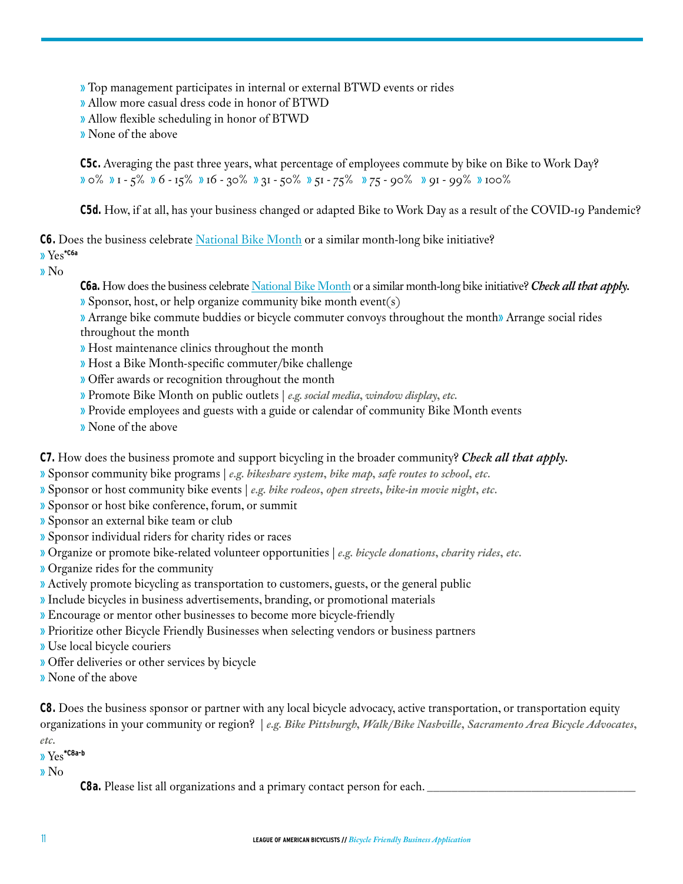» Top management participates in internal or external BTWD events or rides
» Allow more casual dress code in honor of BTWD
» Allow flexible scheduling in honor of BTWD
» None of the above

**C5c.** Averaging the past three years, what percentage of employees commute by bike on Bike to Work Day?
» 0% » 1 - 5% » 6 - 15% » 16 - 30% » 31 - 50% » 51 - 75% » 75 - 90% » 91 - 99% » 100%

**C5d.** How, if at all, has your business changed or adapted Bike to Work Day as a result of the COVID-19 Pandemic?

**C6.** Does the business celebrate [National Bike Month]() or a similar month-long bike initiative?
» Yes ***C6a**
» No

**C6a.** How does the business celebrate [National Bike Month]() or a similar month-long bike initiative? ***Check all that apply.***
» Sponsor, host, or help organize community bike month event(s)
» Arrange bike commute buddies or bicycle commuter convoys throughout the month» Arrange social rides throughout the month
» Host maintenance clinics throughout the month
» Host a Bike Month-specific commuter/bike challenge
» Offer awards or recognition throughout the month
» Promote Bike Month on public outlets | *e.g. social media, window display, etc.*
» Provide employees and guests with a guide or calendar of community Bike Month events
» None of the above

**C7.** How does the business promote and support bicycling in the broader community? ***Check all that apply.***
» Sponsor community bike programs | *e.g. bikeshare system, bike map, safe routes to school, etc.*
» Sponsor or host community bike events | *e.g. bike rodeos, open streets, bike-in movie night, etc.*
» Sponsor or host bike conference, forum, or summit
» Sponsor an external bike team or club
» Sponsor individual riders for charity rides or races
» Organize or promote bike-related volunteer opportunities | *e.g. bicycle donations, charity rides, etc.*
» Organize rides for the community
» Actively promote bicycling as transportation to customers, guests, or the general public
» Include bicycles in business advertisements, branding, or promotional materials
» Encourage or mentor other businesses to become more bicycle-friendly
» Prioritize other Bicycle Friendly Businesses when selecting vendors or business partners
» Use local bicycle couriers
» Offer deliveries or other services by bicycle
» None of the above

**C8.** Does the business sponsor or partner with any local bicycle advocacy, active transportation, or transportation equity organizations in your community or region? | *e.g. Bike Pittsburgh, Walk/Bike Nashville, Sacramento Area Bicycle Advocates, etc.*
» Yes ***C8a-b**
» No

**C8a.** Please list all organizations and a primary contact person for each. ___________________________________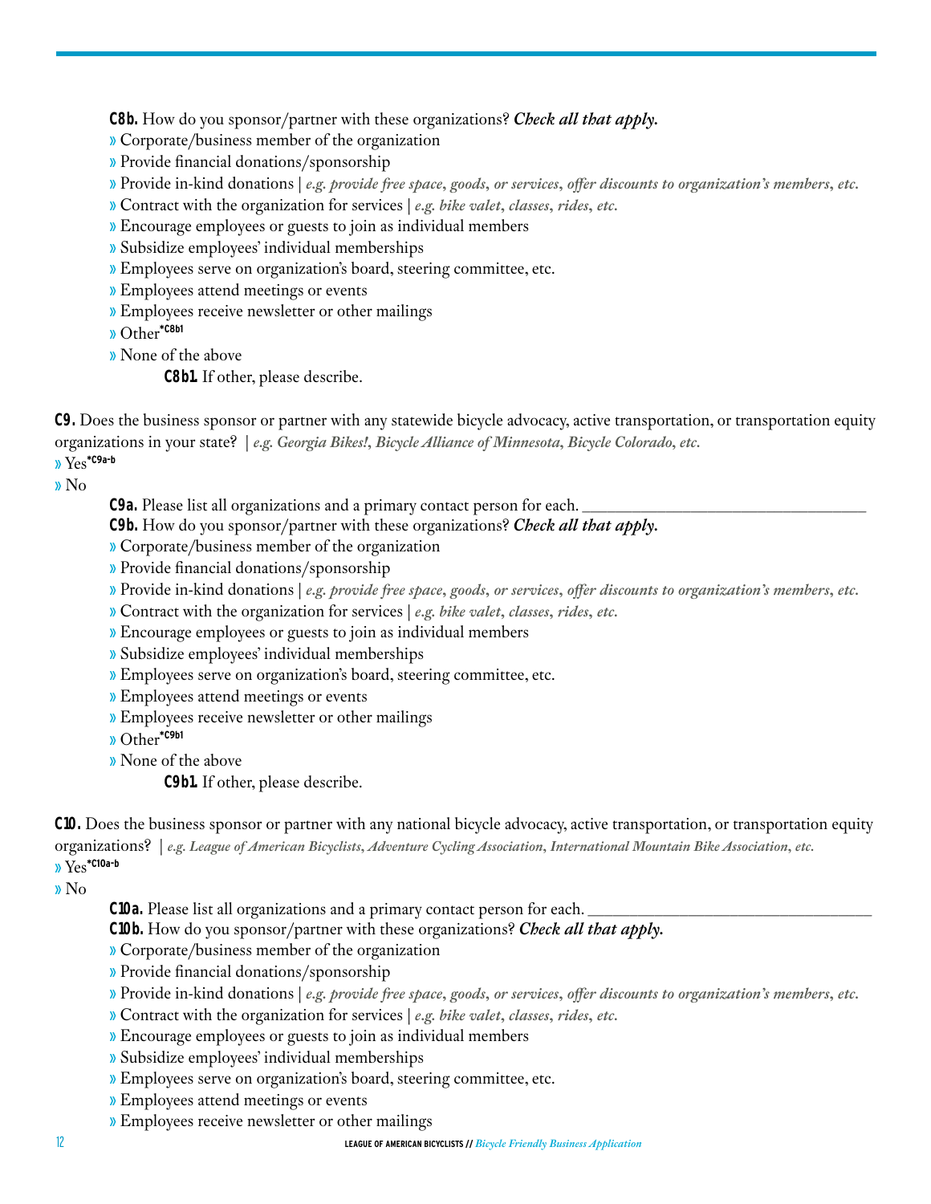**C8b.** How do you sponsor/partner with these organizations? ***Check all that apply.***

» Corporate/business member of the organization
» Provide financial donations/sponsorship
» Provide in-kind donations | *e.g. provide free space, goods, or services, offer discounts to organization's members, etc.*
» Contract with the organization for services | *e.g. bike valet, classes, rides, etc.*
» Encourage employees or guests to join as individual members
» Subsidize employees' individual memberships
» Employees serve on organization's board, steering committee, etc.
» Employees attend meetings or events
» Employees receive newsletter or other mailings
» Other[*C8b1]
» None of the above

**C8b1.** If other, please describe.

**C9.** Does the business sponsor or partner with any statewide bicycle advocacy, active transportation, or transportation equity organizations in your state? | *e.g. Georgia Bikes!, Bicycle Alliance of Minnesota, Bicycle Colorado, etc.*

» Yes[*C9a-b]
» No

**C9a.** Please list all organizations and a primary contact person for each. ___________________________________

**C9b.** How do you sponsor/partner with these organizations? ***Check all that apply.***

» Corporate/business member of the organization
» Provide financial donations/sponsorship
» Provide in-kind donations | *e.g. provide free space, goods, or services, offer discounts to organization's members, etc.*
» Contract with the organization for services | *e.g. bike valet, classes, rides, etc.*
» Encourage employees or guests to join as individual members
» Subsidize employees' individual memberships
» Employees serve on organization's board, steering committee, etc.
» Employees attend meetings or events
» Employees receive newsletter or other mailings
» Other[*C9b1]
» None of the above

**C9b1.** If other, please describe.

**C10.** Does the business sponsor or partner with any national bicycle advocacy, active transportation, or transportation equity organizations? | *e.g. League of American Bicyclists, Adventure Cycling Association, International Mountain Bike Association, etc.*

» Yes[*C10a-b]
» No

**C10a.** Please list all organizations and a primary contact person for each. ___________________________________

**C10b.** How do you sponsor/partner with these organizations? ***Check all that apply.***

» Corporate/business member of the organization
» Provide financial donations/sponsorship
» Provide in-kind donations | *e.g. provide free space, goods, or services, offer discounts to organization's members, etc.*
» Contract with the organization for services | *e.g. bike valet, classes, rides, etc.*
» Encourage employees or guests to join as individual members
» Subsidize employees' individual memberships
» Employees serve on organization's board, steering committee, etc.
» Employees attend meetings or events
» Employees receive newsletter or other mailings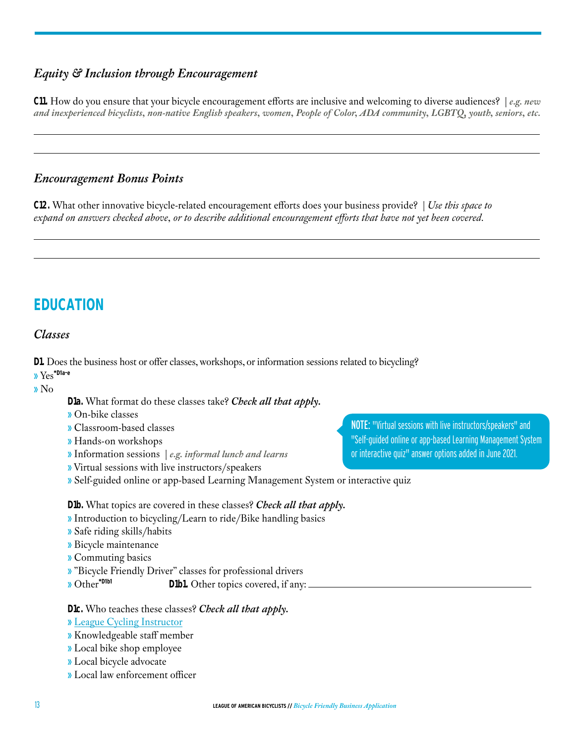### *Equity & Inclusion through Encouragement*

**C11.** How do you ensure that your bicycle encouragement efforts are inclusive and welcoming to diverse audiences? | *e.g. new and inexperienced bicyclists, non-native English speakers, women, People of Color, ADA community, LGBTQ, youth, seniors, etc.*

### *Encouragement Bonus Points*

**C12.** What other innovative bicycle-related encouragement efforts does your business provide? | *Use this space to expand on answers checked above, or to describe additional encouragement efforts that have not yet been covered.*

## EDUCATION

### *Classes*

**D1.** Does the business host or offer classes, workshops, or information sessions related to bicycling?

- Yes*D1a-e
- No

**D1a.** What format do these classes take? ***Check all that apply.***

- On-bike classes
- Classroom-based classes
- Hands-on workshops
- Information sessions | *e.g. informal lunch and learns*
- Virtual sessions with live instructors/speakers
- Self-guided online or app-based Learning Management System or interactive quiz

**NOTE:** "Virtual sessions with live instructors/speakers" and "Self-guided online or app-based Learning Management System or interactive quiz" answer options added in June 2021.

**D1b.** What topics are covered in these classes? ***Check all that apply.***

- Introduction to bicycling/Learn to ride/Bike handling basics
- Safe riding skills/habits
- Bicycle maintenance
- Commuting basics
- "Bicycle Friendly Driver" classes for professional drivers
- Other*D1b1

**D1b1.** Other topics covered, if any: ____________________

**D1c.** Who teaches these classes? ***Check all that apply.***

- League Cycling Instructor
- Knowledgeable staff member
- Local bike shop employee
- Local bicycle advocate
- Local law enforcement officer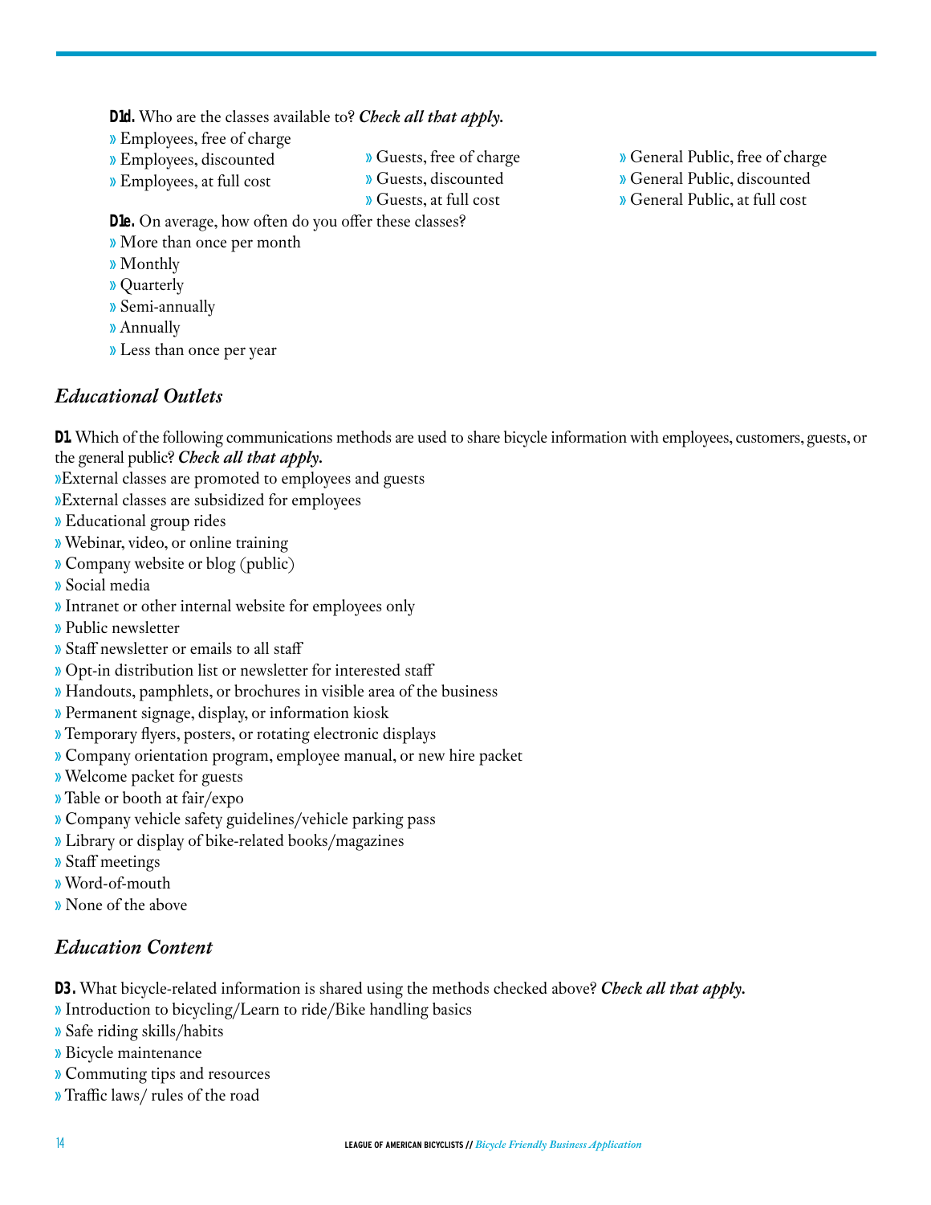**D1d.** Who are the classes available to? ***Check all that apply.***

» Employees, free of charge
» Employees, discounted
» Employees, at full cost
» Guests, free of charge
» Guests, discounted
» Guests, at full cost
» General Public, free of charge
» General Public, discounted
» General Public, at full cost

**D1e.** On average, how often do you offer these classes?

» More than once per month
» Monthly
» Quarterly
» Semi-annually
» Annually
» Less than once per year

## *Educational Outlets*

**D1.** Which of the following communications methods are used to share bicycle information with employees, customers, guests, or the general public? ***Check all that apply.***

»External classes are promoted to employees and guests
»External classes are subsidized for employees
» Educational group rides
» Webinar, video, or online training
» Company website or blog (public)
» Social media
» Intranet or other internal website for employees only
» Public newsletter
» Staff newsletter or emails to all staff
» Opt-in distribution list or newsletter for interested staff
» Handouts, pamphlets, or brochures in visible area of the business
» Permanent signage, display, or information kiosk
» Temporary flyers, posters, or rotating electronic displays
» Company orientation program, employee manual, or new hire packet
» Welcome packet for guests
» Table or booth at fair/expo
» Company vehicle safety guidelines/vehicle parking pass
» Library or display of bike-related books/magazines
» Staff meetings
» Word-of-mouth
» None of the above

## *Education Content*

**D3.** What bicycle-related information is shared using the methods checked above? ***Check all that apply.***

» Introduction to bicycling/Learn to ride/Bike handling basics
» Safe riding skills/habits
» Bicycle maintenance
» Commuting tips and resources
» Traffic laws/ rules of the road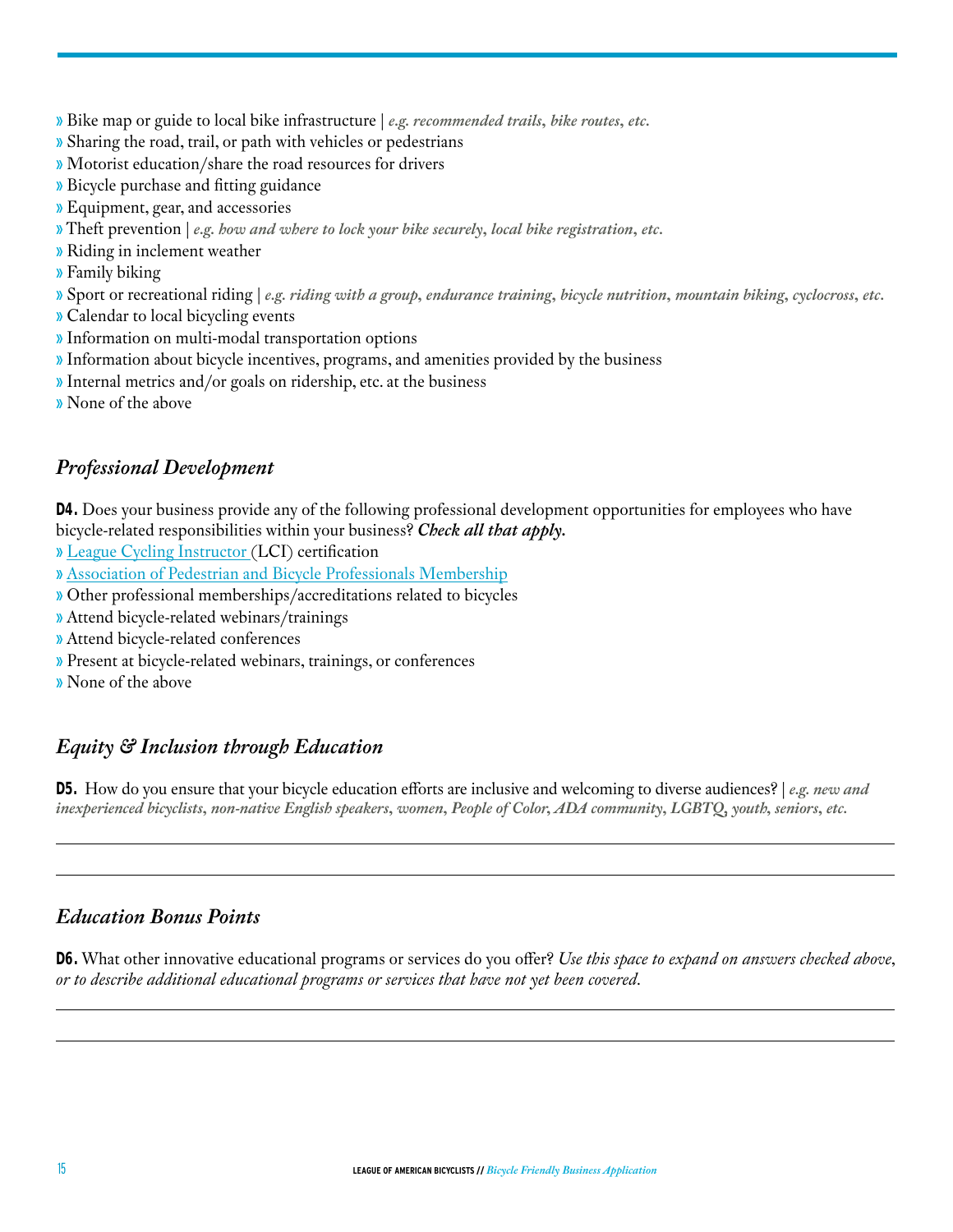- Bike map or guide to local bike infrastructure | *e.g. recommended trails, bike routes, etc.*
- Sharing the road, trail, or path with vehicles or pedestrians
- Motorist education/share the road resources for drivers
- Bicycle purchase and fitting guidance
- Equipment, gear, and accessories
- Theft prevention | *e.g. how and where to lock your bike securely, local bike registration, etc.*
- Riding in inclement weather
- Family biking
- Sport or recreational riding | *e.g. riding with a group, endurance training, bicycle nutrition, mountain biking, cyclocross, etc.*
- Calendar to local bicycling events
- Information on multi-modal transportation options
- Information about bicycle incentives, programs, and amenities provided by the business
- Internal metrics and/or goals on ridership, etc. at the business
- None of the above

## *Professional Development*

**D4.** Does your business provide any of the following professional development opportunities for employees who have bicycle-related responsibilities within your business? ***Check all that apply.***

- League Cycling Instructor (LCI) certification
- Association of Pedestrian and Bicycle Professionals Membership
- Other professional memberships/accreditations related to bicycles
- Attend bicycle-related webinars/trainings
- Attend bicycle-related conferences
- Present at bicycle-related webinars, trainings, or conferences
- None of the above

## *Equity & Inclusion through Education*

**D5.** How do you ensure that your bicycle education efforts are inclusive and welcoming to diverse audiences? | *e.g. new and inexperienced bicyclists, non-native English speakers, women, People of Color, ADA community, LGBTQ, youth, seniors, etc.*

______________________________________________________________________________

______________________________________________________________________________

## *Education Bonus Points*

**D6.** What other innovative educational programs or services do you offer? *Use this space to expand on answers checked above, or to describe additional educational programs or services that have not yet been covered.*

______________________________________________________________________________

______________________________________________________________________________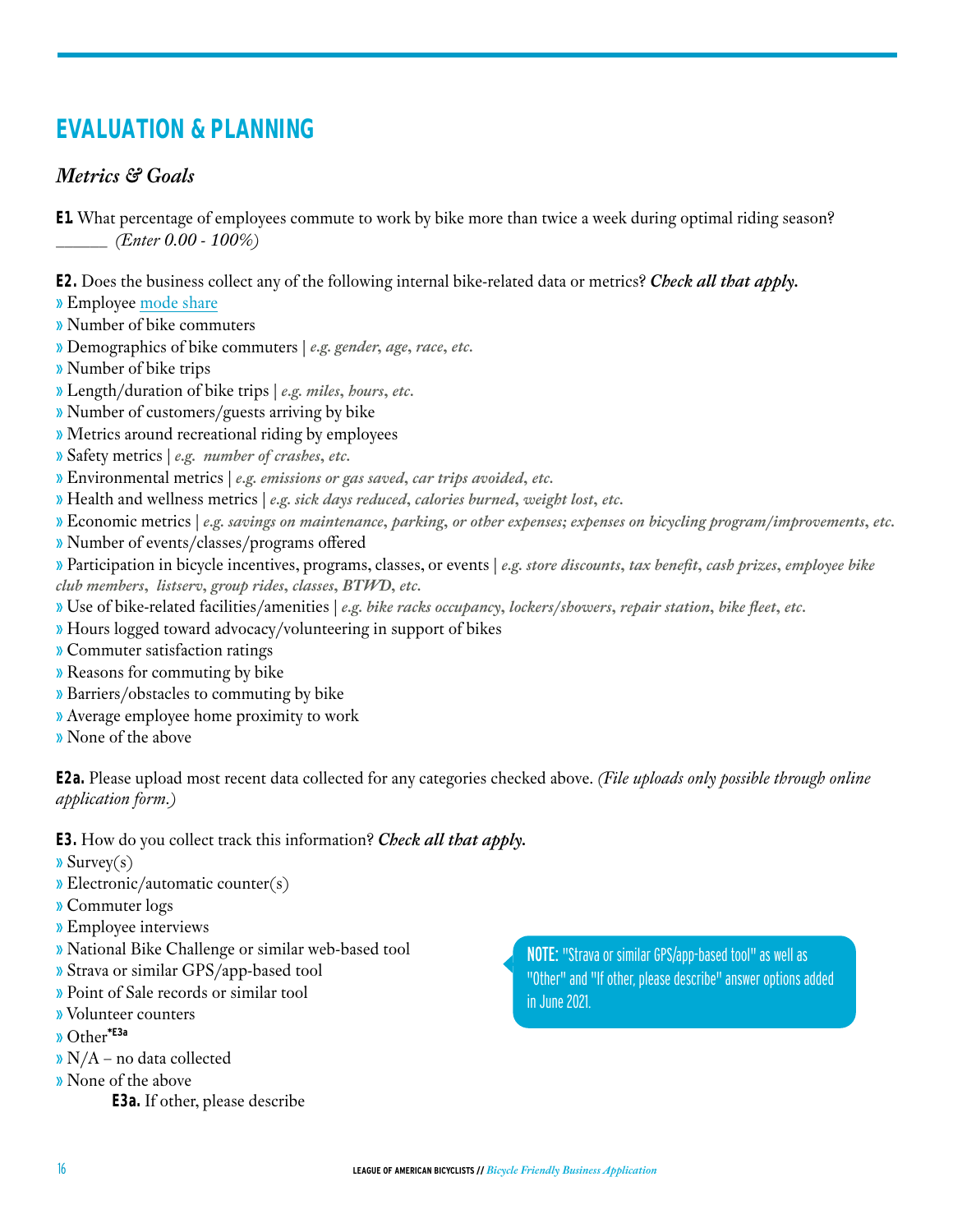# EVALUATION & PLANNING

## *Metrics & Goals*

**E1.** What percentage of employees commute to work by bike more than twice a week during optimal riding season?
______ *(Enter 0.00 - 100%)*

**E2.** Does the business collect any of the following internal bike-related data or metrics? ***Check all that apply.***

- » Employee mode share
- » Number of bike commuters
- » Demographics of bike commuters | *e.g. gender, age, race, etc.*
- » Number of bike trips
- » Length/duration of bike trips | *e.g. miles, hours, etc.*
- » Number of customers/guests arriving by bike
- » Metrics around recreational riding by employees
- » Safety metrics | *e.g. number of crashes, etc.*
- » Environmental metrics | *e.g. emissions or gas saved, car trips avoided, etc.*
- » Health and wellness metrics | *e.g. sick days reduced, calories burned, weight lost, etc.*
- » Economic metrics | *e.g. savings on maintenance, parking, or other expenses; expenses on bicycling program/improvements, etc.*
- » Number of events/classes/programs offered
- » Participation in bicycle incentives, programs, classes, or events | *e.g. store discounts, tax benefit, cash prizes, employee bike club members, listserv, group rides, classes, BTWD, etc.*
- » Use of bike-related facilities/amenities | *e.g. bike racks occupancy, lockers/showers, repair station, bike fleet, etc.*
- » Hours logged toward advocacy/volunteering in support of bikes
- » Commuter satisfaction ratings
- » Reasons for commuting by bike
- » Barriers/obstacles to commuting by bike
- » Average employee home proximity to work
- » None of the above

**E2a.** Please upload most recent data collected for any categories checked above. *(File uploads only possible through online application form.)*

**E3.** How do you collect track this information? ***Check all that apply.***

- » Survey(s)
- » Electronic/automatic counter(s)
- » Commuter logs
- » Employee interviews
- » National Bike Challenge or similar web-based tool
- » Strava or similar GPS/app-based tool
- » Point of Sale records or similar tool
- » Volunteer counters
- » Other*E3a
- » N/A – no data collected
- » None of the above

**E3a.** If other, please describe

**NOTE:** "Strava or similar GPS/app-based tool" as well as "Other" and "If other, please describe" answer options added in June 2021.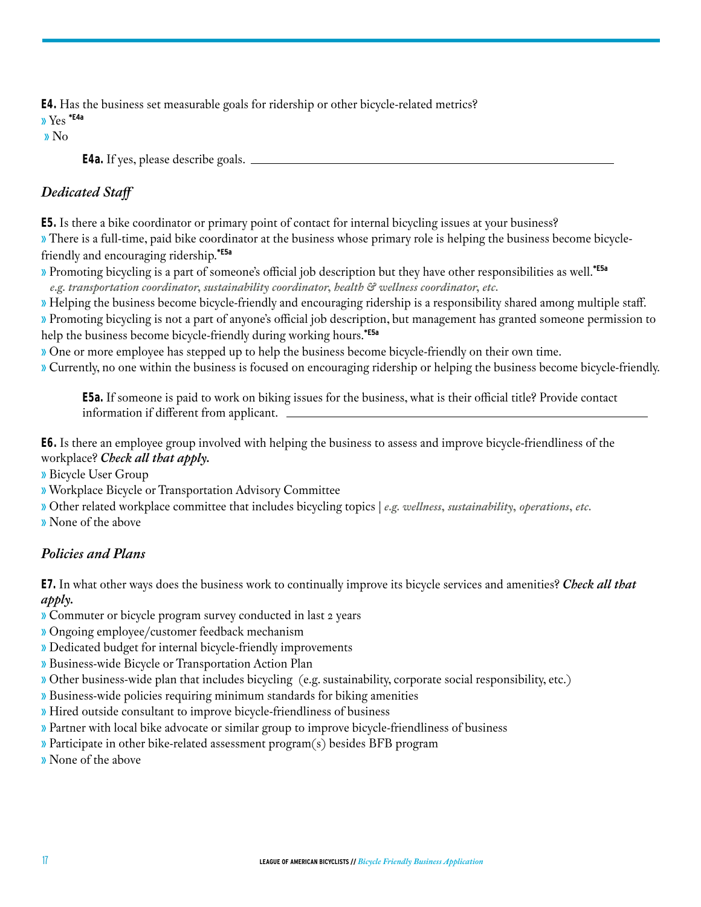**E4.** Has the business set measurable goals for ridership or other bicycle-related metrics?

» Yes *E4a

» No

**E4a.** If yes, please describe goals. ______________________________

### *Dedicated Staff*

**E5.** Is there a bike coordinator or primary point of contact for internal bicycling issues at your business?

» There is a full-time, paid bike coordinator at the business whose primary role is helping the business become bicycle-friendly and encouraging ridership.*E5a

» Promoting bicycling is a part of someone's official job description but they have other responsibilities as well.*E5a
*e.g. transportation coordinator, sustainability coordinator, health & wellness coordinator, etc.*

» Helping the business become bicycle-friendly and encouraging ridership is a responsibility shared among multiple staff.

» Promoting bicycling is not a part of anyone's official job description, but management has granted someone permission to help the business become bicycle-friendly during working hours.*E5a

» One or more employee has stepped up to help the business become bicycle-friendly on their own time.

» Currently, no one within the business is focused on encouraging ridership or helping the business become bicycle-friendly.

**E5a.** If someone is paid to work on biking issues for the business, what is their official title? Provide contact information if different from applicant. ______________________________

**E6.** Is there an employee group involved with helping the business to assess and improve bicycle-friendliness of the workplace? ***Check all that apply.***

» Bicycle User Group

» Workplace Bicycle or Transportation Advisory Committee

» Other related workplace committee that includes bicycling topics | *e.g. wellness, sustainability, operations, etc.*

» None of the above

### *Policies and Plans*

**E7.** In what other ways does the business work to continually improve its bicycle services and amenities? ***Check all that apply.***

» Commuter or bicycle program survey conducted in last 2 years

» Ongoing employee/customer feedback mechanism

» Dedicated budget for internal bicycle-friendly improvements

» Business-wide Bicycle or Transportation Action Plan

» Other business-wide plan that includes bicycling (e.g. sustainability, corporate social responsibility, etc.)

» Business-wide policies requiring minimum standards for biking amenities

» Hired outside consultant to improve bicycle-friendliness of business

» Partner with local bike advocate or similar group to improve bicycle-friendliness of business

» Participate in other bike-related assessment program(s) besides BFB program

» None of the above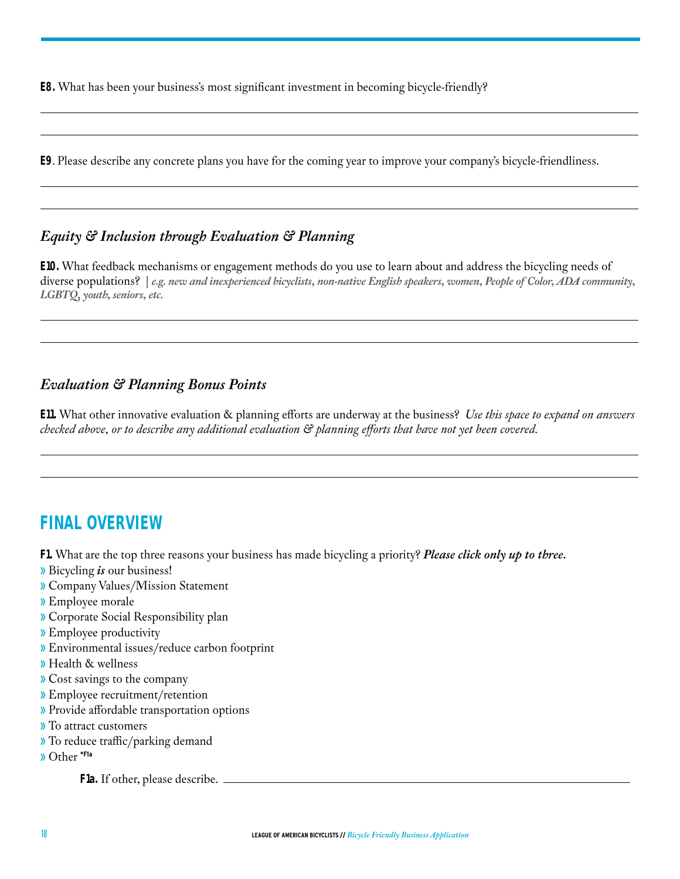**E8.** What has been your business's most significant investment in becoming bicycle-friendly?

**E9**. Please describe any concrete plans you have for the coming year to improve your company's bicycle-friendliness.

### *Equity & Inclusion through Evaluation & Planning*

**E10.** What feedback mechanisms or engagement methods do you use to learn about and address the bicycling needs of diverse populations? | *e.g. new and inexperienced bicyclists, non-native English speakers, women, People of Color, ADA community, LGBTQ, youth, seniors, etc.*

### *Evaluation & Planning Bonus Points*

**E11.** What other innovative evaluation & planning efforts are underway at the business? *Use this space to expand on answers checked above, or to describe any additional evaluation & planning efforts that have not yet been covered.*

## FINAL OVERVIEW

**F1.** What are the top three reasons your business has made bicycling a priority? ***Please click only up to three.***

- Bicycling ***is*** our business!
- Company Values/Mission Statement
- Employee morale
- Corporate Social Responsibility plan
- Employee productivity
- Environmental issues/reduce carbon footprint
- Health & wellness
- Cost savings to the company
- Employee recruitment/retention
- Provide affordable transportation options
- To attract customers
- To reduce traffic/parking demand
- Other *F1a

**F1a.** If other, please describe.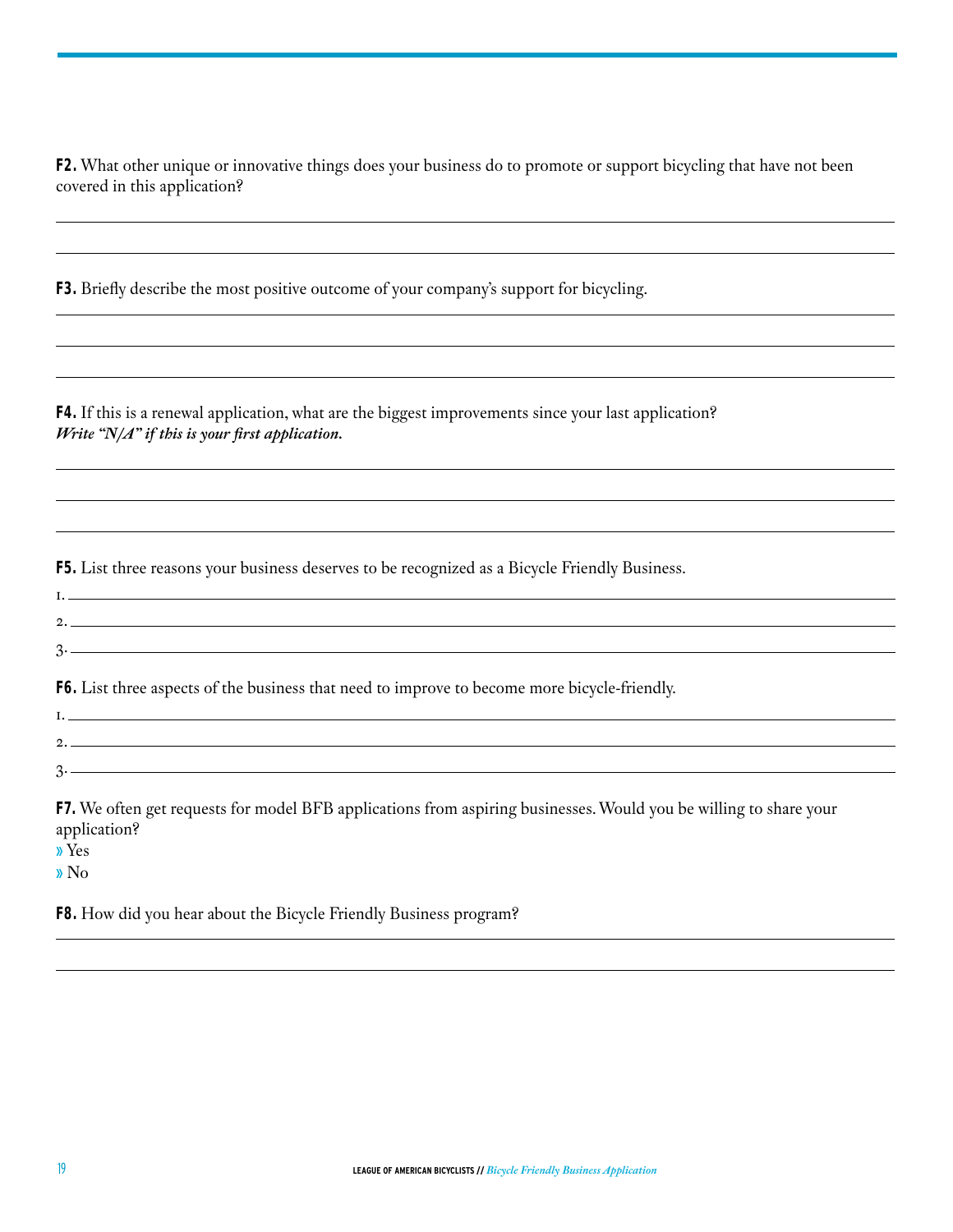**F2.** What other unique or innovative things does your business do to promote or support bicycling that have not been covered in this application?

**F3.** Briefly describe the most positive outcome of your company's support for bicycling.

**F4.** If this is a renewal application, what are the biggest improvements since your last application?
***Write "N/A" if this is your first application.***

**F5.** List three reasons your business deserves to be recognized as a Bicycle Friendly Business.

1.
2.
3.

**F6.** List three aspects of the business that need to improve to become more bicycle-friendly.

1.
2.
3.

**F7.** We often get requests for model BFB applications from aspiring businesses. Would you be willing to share your application?

» Yes
» No

**F8.** How did you hear about the Bicycle Friendly Business program?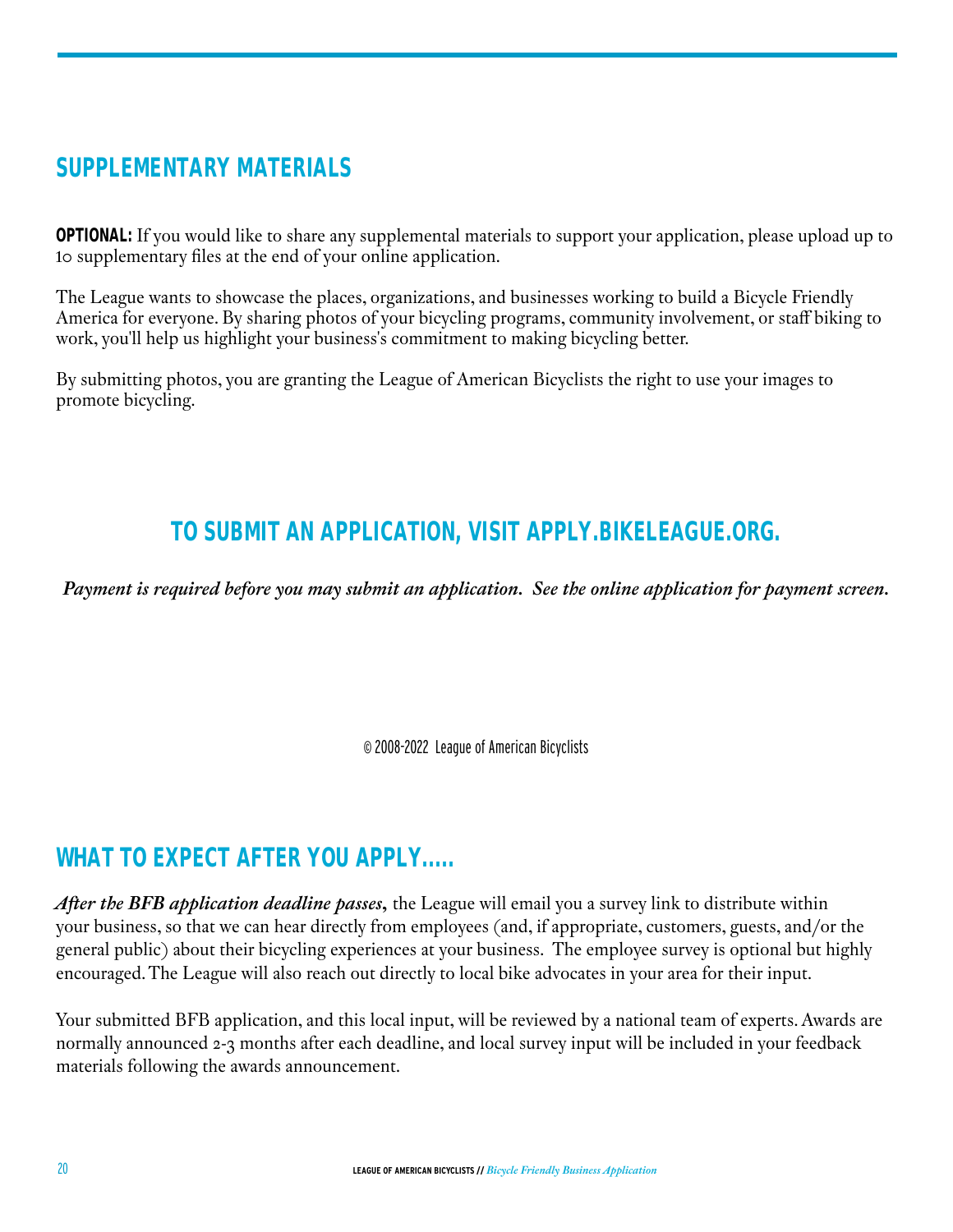## SUPPLEMENTARY MATERIALS

**OPTIONAL:** If you would like to share any supplemental materials to support your application, please upload up to 10 supplementary files at the end of your online application.

The League wants to showcase the places, organizations, and businesses working to build a Bicycle Friendly America for everyone. By sharing photos of your bicycling programs, community involvement, or staff biking to work, you'll help us highlight your business's commitment to making bicycling better.

By submitting photos, you are granting the League of American Bicyclists the right to use your images to promote bicycling.

## TO SUBMIT AN APPLICATION, VISIT APPLY.BIKELEAGUE.ORG.

***Payment is required before you may submit an application. See the online application for payment screen.***

© 2008-2022 League of American Bicyclists

## WHAT TO EXPECT AFTER YOU APPLY.....

***After the BFB application deadline passes,*** the League will email you a survey link to distribute within your business, so that we can hear directly from employees (and, if appropriate, customers, guests, and/or the general public) about their bicycling experiences at your business. The employee survey is optional but highly encouraged. The League will also reach out directly to local bike advocates in your area for their input.

Your submitted BFB application, and this local input, will be reviewed by a national team of experts. Awards are normally announced 2-3 months after each deadline, and local survey input will be included in your feedback materials following the awards announcement.